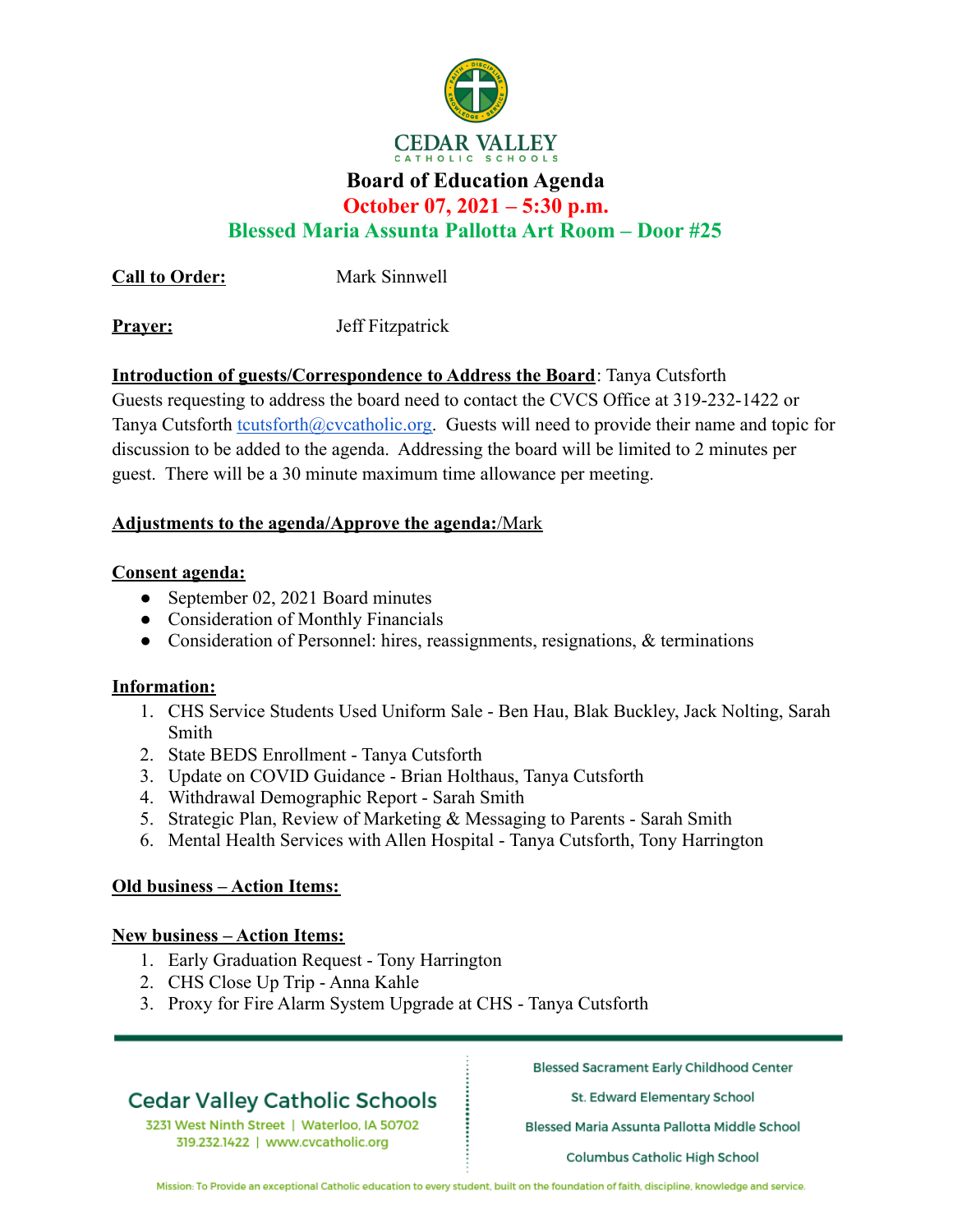CEDAR VALLEY
CATHOLIC SCHOOLS

# Board of Education Agenda

## October 07, 2021 – 5:30 p.m.

## Blessed Maria Assunta Pallotta Art Room – Door #25

**Call to Order:** Mark Sinnwell

**Prayer:** Jeff Fitzpatrick

**Introduction of guests/Correspondence to Address the Board**: Tanya Cutsforth
Guests requesting to address the board need to contact the CVCS Office at 319-232-1422 or Tanya Cutsforth tcutsforth@cvcatholic.org. Guests will need to provide their name and topic for discussion to be added to the agenda. Addressing the board will be limited to 2 minutes per guest. There will be a 30 minute maximum time allowance per meeting.

**Adjustments to the agenda/Approve the agenda:**/Mark

**Consent agenda:**

- September 02, 2021 Board minutes
- Consideration of Monthly Financials
- Consideration of Personnel: hires, reassignments, resignations, & terminations

**Information:**

1. CHS Service Students Used Uniform Sale - Ben Hau, Blak Buckley, Jack Nolting, Sarah Smith
2. State BEDS Enrollment - Tanya Cutsforth
3. Update on COVID Guidance - Brian Holthaus, Tanya Cutsforth
4. Withdrawal Demographic Report - Sarah Smith
5. Strategic Plan, Review of Marketing & Messaging to Parents - Sarah Smith
6. Mental Health Services with Allen Hospital - Tanya Cutsforth, Tony Harrington

**Old business – Action Items:**

**New business – Action Items:**

1. Early Graduation Request - Tony Harrington
2. CHS Close Up Trip - Anna Kahle
3. Proxy for Fire Alarm System Upgrade at CHS - Tanya Cutsforth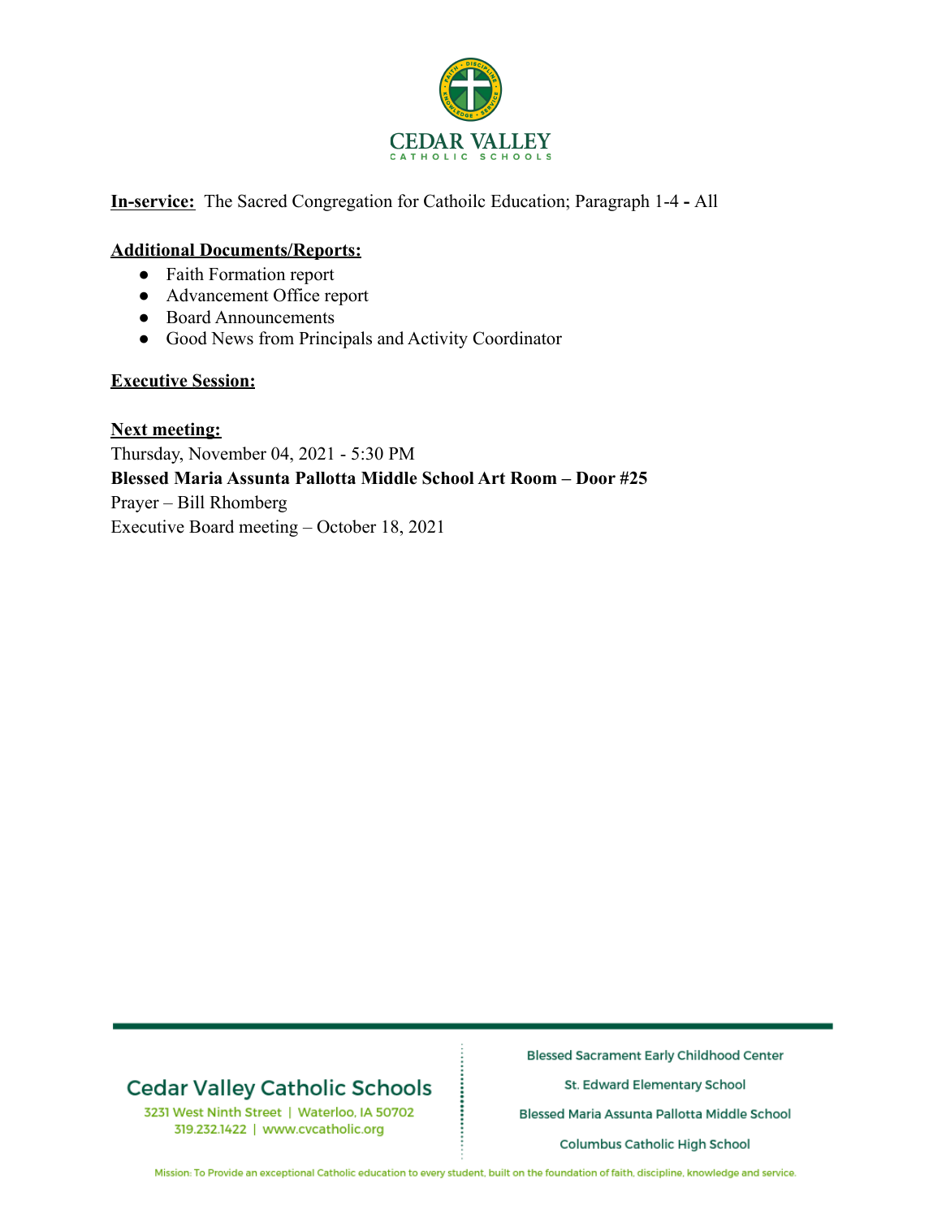**In-service:** The Sacred Congregation for Cathoilc Education; Paragraph 1-4 **-** All

**Additional Documents/Reports:**

- Faith Formation report
- Advancement Office report
- Board Announcements
- Good News from Principals and Activity Coordinator

**Executive Session:**

**Next meeting:**
Thursday, November 04, 2021 - 5:30 PM
**Blessed Maria Assunta Pallotta Middle School Art Room – Door #25**
Prayer – Bill Rhomberg
Executive Board meeting – October 18, 2021